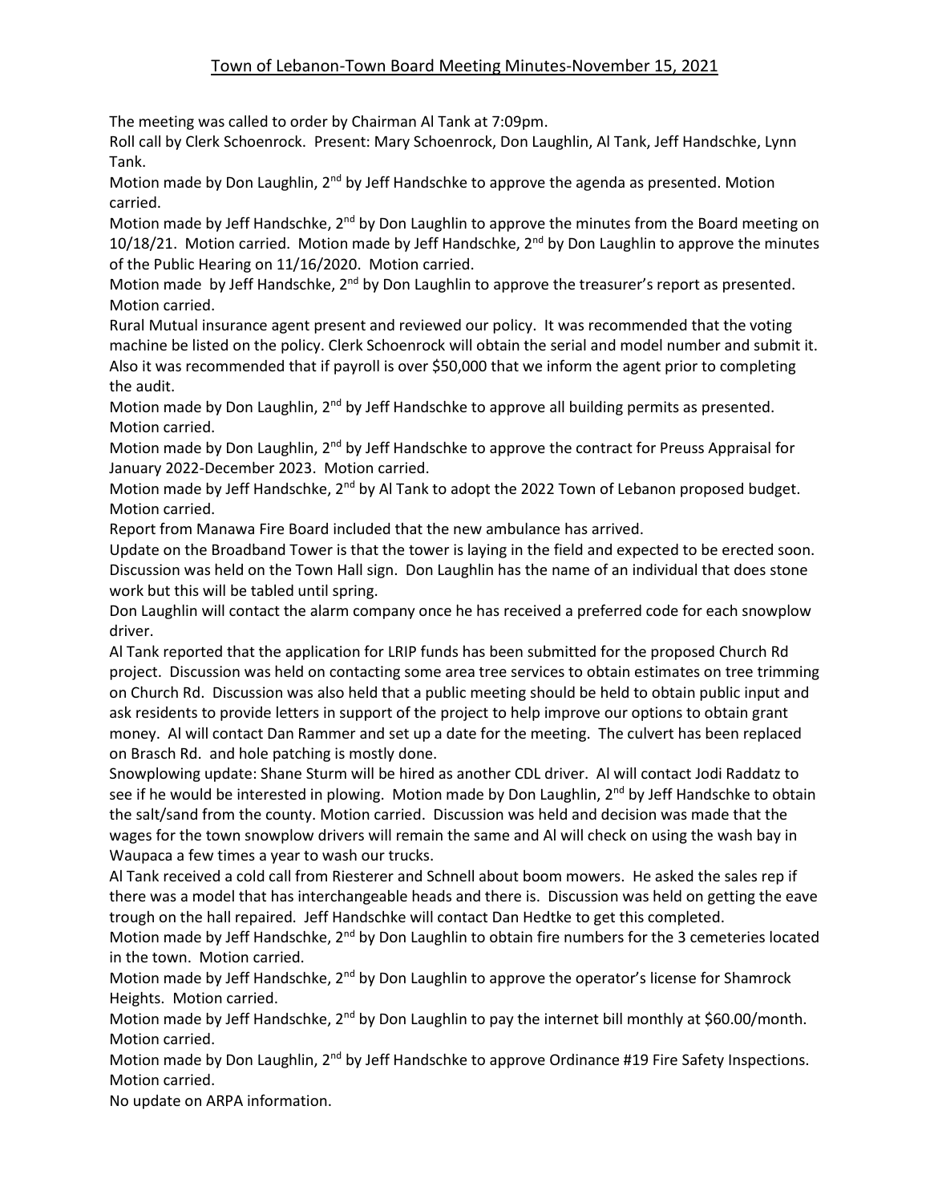# Town of Lebanon-Town Board Meeting Minutes-November 15, 2021

The meeting was called to order by Chairman Al Tank at 7:09pm.

Roll call by Clerk Schoenrock. Present: Mary Schoenrock, Don Laughlin, Al Tank, Jeff Handschke, Lynn Tank.

Motion made by Don Laughlin, 2nd by Jeff Handschke to approve the agenda as presented. Motion carried.

Motion made by Jeff Handschke, 2nd by Don Laughlin to approve the minutes from the Board meeting on 10/18/21. Motion carried. Motion made by Jeff Handschke, 2nd by Don Laughlin to approve the minutes of the Public Hearing on 11/16/2020. Motion carried.

Motion made by Jeff Handschke, 2nd by Don Laughlin to approve the treasurer's report as presented. Motion carried.

Rural Mutual insurance agent present and reviewed our policy. It was recommended that the voting machine be listed on the policy. Clerk Schoenrock will obtain the serial and model number and submit it. Also it was recommended that if payroll is over $50,000 that we inform the agent prior to completing the audit.

Motion made by Don Laughlin, 2nd by Jeff Handschke to approve all building permits as presented. Motion carried.

Motion made by Don Laughlin, 2nd by Jeff Handschke to approve the contract for Preuss Appraisal for January 2022-December 2023. Motion carried.

Motion made by Jeff Handschke, 2nd by Al Tank to adopt the 2022 Town of Lebanon proposed budget. Motion carried.

Report from Manawa Fire Board included that the new ambulance has arrived.

Update on the Broadband Tower is that the tower is laying in the field and expected to be erected soon.

Discussion was held on the Town Hall sign. Don Laughlin has the name of an individual that does stone work but this will be tabled until spring.

Don Laughlin will contact the alarm company once he has received a preferred code for each snowplow driver.

Al Tank reported that the application for LRIP funds has been submitted for the proposed Church Rd project. Discussion was held on contacting some area tree services to obtain estimates on tree trimming on Church Rd. Discussion was also held that a public meeting should be held to obtain public input and ask residents to provide letters in support of the project to help improve our options to obtain grant money. Al will contact Dan Rammer and set up a date for the meeting. The culvert has been replaced on Brasch Rd. and hole patching is mostly done.

Snowplowing update: Shane Sturm will be hired as another CDL driver. Al will contact Jodi Raddatz to see if he would be interested in plowing. Motion made by Don Laughlin, 2nd by Jeff Handschke to obtain the salt/sand from the county. Motion carried. Discussion was held and decision was made that the wages for the town snowplow drivers will remain the same and Al will check on using the wash bay in Waupaca a few times a year to wash our trucks.

Al Tank received a cold call from Riesterer and Schnell about boom mowers. He asked the sales rep if there was a model that has interchangeable heads and there is. Discussion was held on getting the eave trough on the hall repaired. Jeff Handschke will contact Dan Hedtke to get this completed.

Motion made by Jeff Handschke, 2nd by Don Laughlin to obtain fire numbers for the 3 cemeteries located in the town. Motion carried.

Motion made by Jeff Handschke, 2nd by Don Laughlin to approve the operator's license for Shamrock Heights. Motion carried.

Motion made by Jeff Handschke, 2nd by Don Laughlin to pay the internet bill monthly at $60.00/month. Motion carried.

Motion made by Don Laughlin, 2nd by Jeff Handschke to approve Ordinance #19 Fire Safety Inspections. Motion carried.

No update on ARPA information.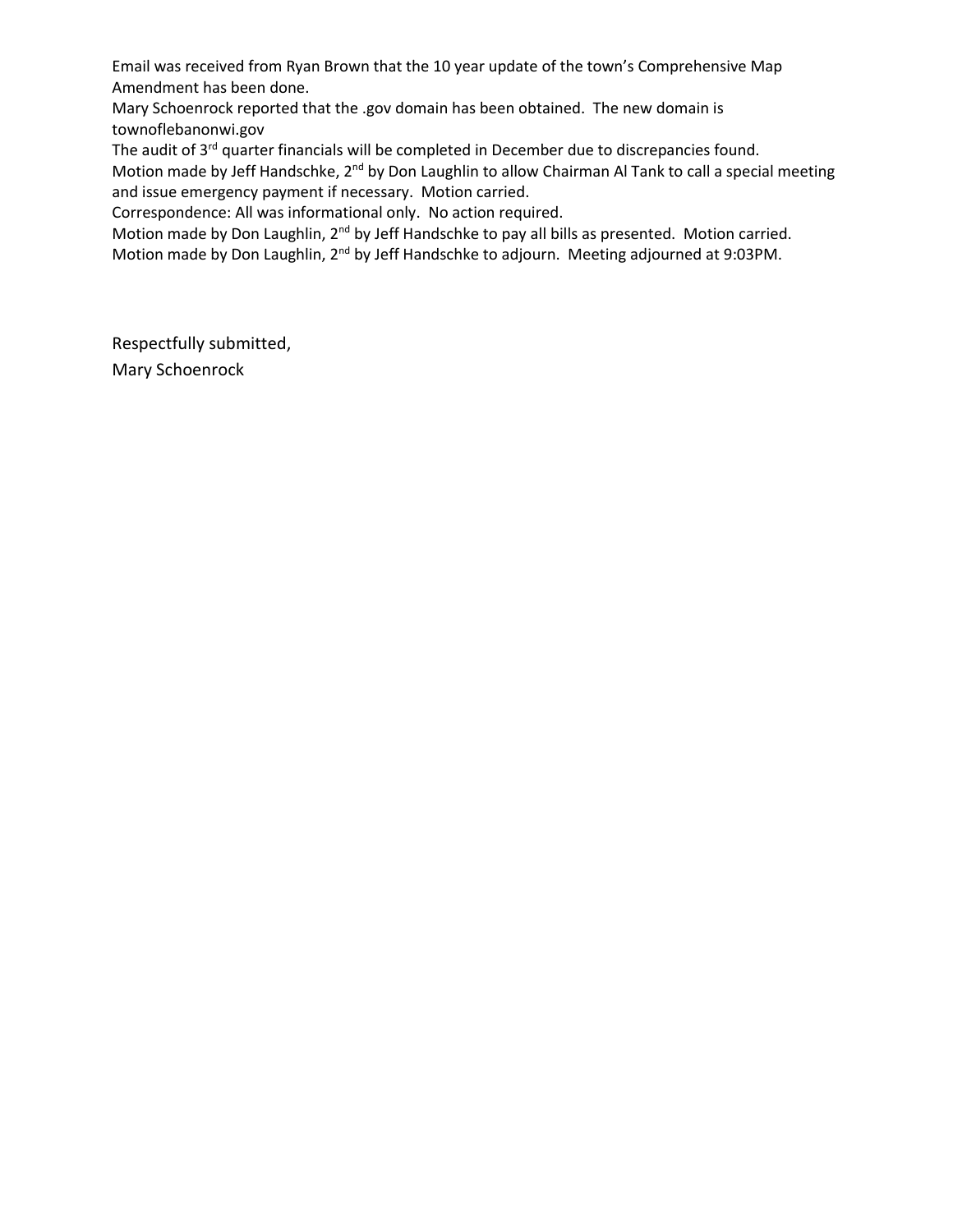Email was received from Ryan Brown that the 10 year update of the town's Comprehensive Map Amendment has been done.

Mary Schoenrock reported that the .gov domain has been obtained. The new domain is townoflebanonwi.gov

The audit of 3rd quarter financials will be completed in December due to discrepancies found.

Motion made by Jeff Handschke, 2nd by Don Laughlin to allow Chairman Al Tank to call a special meeting and issue emergency payment if necessary. Motion carried.

Correspondence: All was informational only. No action required.

Motion made by Don Laughlin, 2nd by Jeff Handschke to pay all bills as presented. Motion carried.

Motion made by Don Laughlin, 2nd by Jeff Handschke to adjourn. Meeting adjourned at 9:03PM.

Respectfully submitted,
Mary Schoenrock